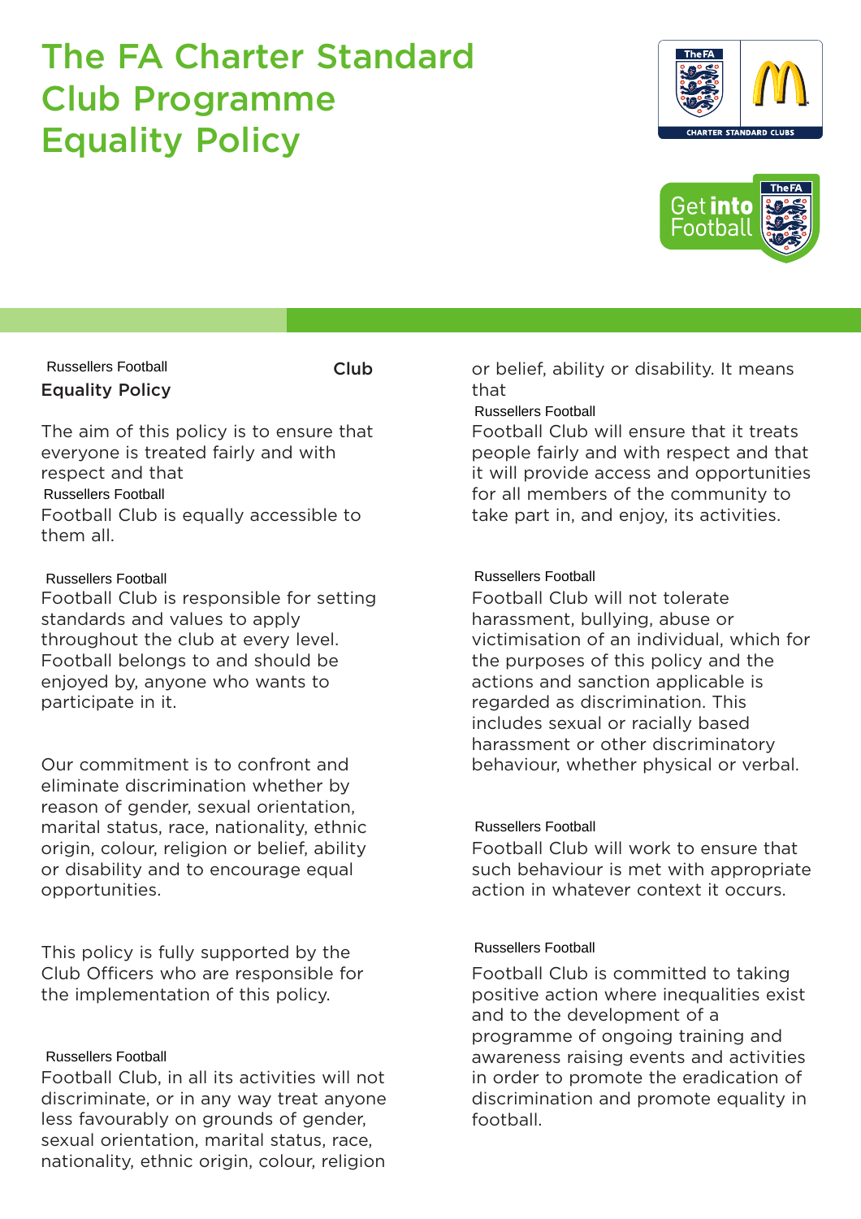# The FA Charter Standard Club Programme Equality Policy

Russellers Football Club
**Equality Policy**

The aim of this policy is to ensure that everyone is treated fairly and with respect and that Russellers Football Football Club is equally accessible to them all.

Russellers Football Football Club is responsible for setting standards and values to apply throughout the club at every level. Football belongs to and should be enjoyed by, anyone who wants to participate in it.

Our commitment is to confront and eliminate discrimination whether by reason of gender, sexual orientation, marital status, race, nationality, ethnic origin, colour, religion or belief, ability or disability and to encourage equal opportunities.

This policy is fully supported by the Club Officers who are responsible for the implementation of this policy.

Russellers Football Football Club, in all its activities will not discriminate, or in any way treat anyone less favourably on grounds of gender, sexual orientation, marital status, race, nationality, ethnic origin, colour, religion or belief, ability or disability. It means that Russellers Football Football Club will ensure that it treats people fairly and with respect and that it will provide access and opportunities for all members of the community to take part in, and enjoy, its activities.

Russellers Football Football Club will not tolerate harassment, bullying, abuse or victimisation of an individual, which for the purposes of this policy and the actions and sanction applicable is regarded as discrimination. This includes sexual or racially based harassment or other discriminatory behaviour, whether physical or verbal.

Russellers Football Football Club will work to ensure that such behaviour is met with appropriate action in whatever context it occurs.

Russellers Football Football Club is committed to taking positive action where inequalities exist and to the development of a programme of ongoing training and awareness raising events and activities in order to promote the eradication of discrimination and promote equality in football.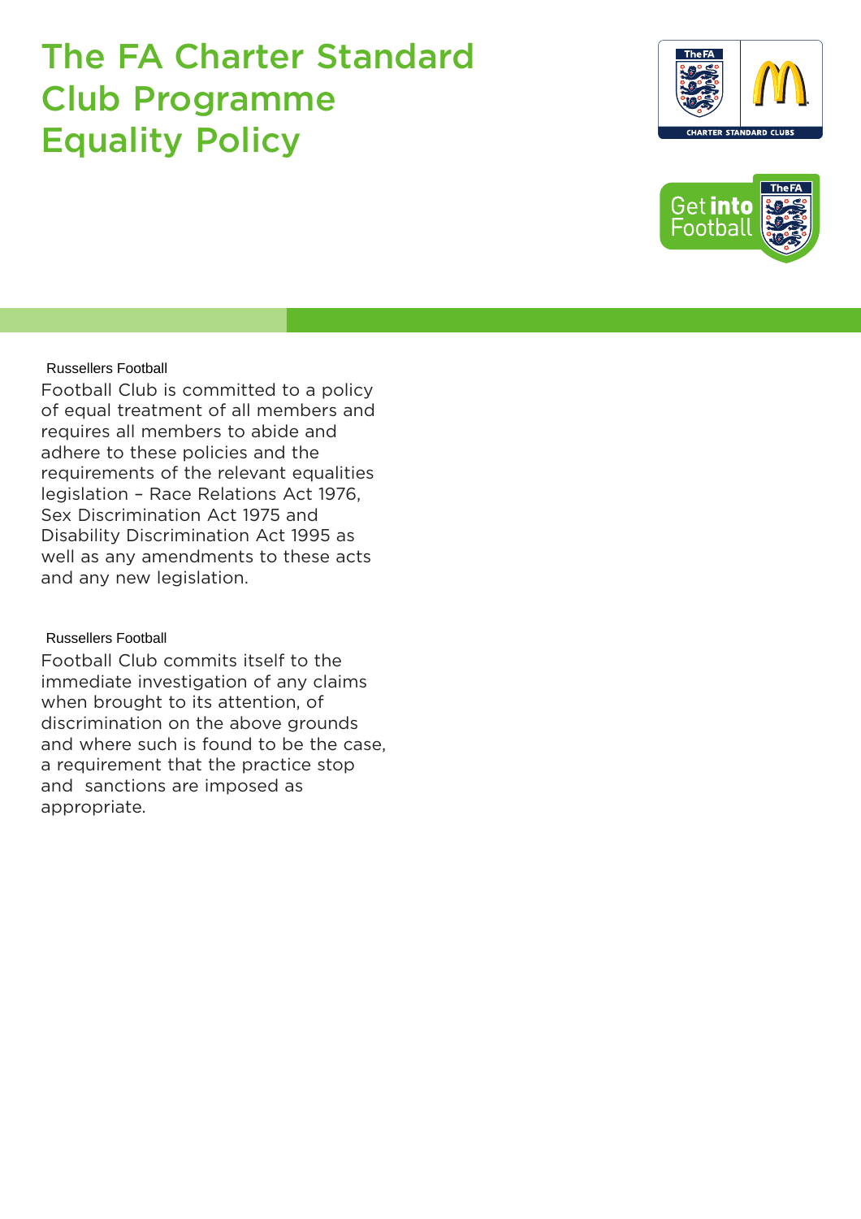# The FA Charter Standard Club Programme Equality Policy

Russellers Football Football Club is committed to a policy of equal treatment of all members and requires all members to abide and adhere to these policies and the requirements of the relevant equalities legislation – Race Relations Act 1976, Sex Discrimination Act 1975 and Disability Discrimination Act 1995 as well as any amendments to these acts and any new legislation.

Russellers Football Football Club commits itself to the immediate investigation of any claims when brought to its attention, of discrimination on the above grounds and where such is found to be the case, a requirement that the practice stop and sanctions are imposed as appropriate.